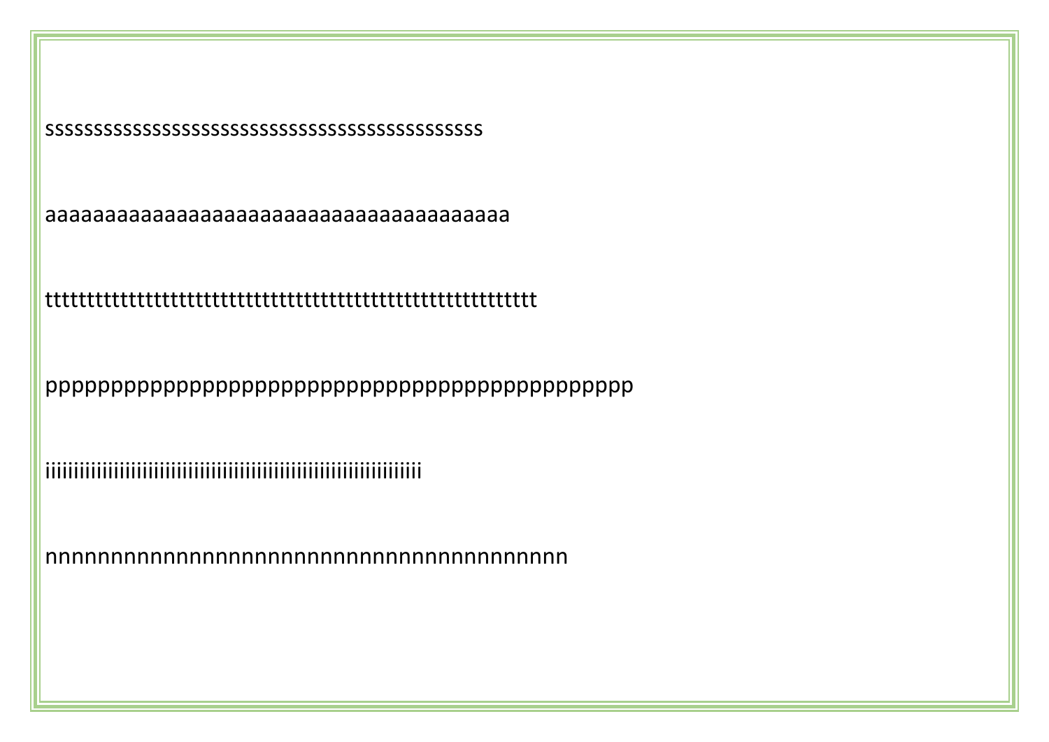sssssssssssssssssssssssssssssssssssssssssssssssssssss

aaaaaaaaaaaaaaaaaaaaaaaaaaaaaaaaaaaaaaaaaaaaaa

tttttttttttttttttttttttttttttttttttttttttttttttttttttttttttttttttttttt

ppppppppppppppppppppppppppppppppppppppppppppppppppppp

iiiiiiiiiiiiiiiiiiiiiiiiiiiiiiiiiiiiiiiiiiiiiiiiiiiiiiiiiiiiiiiiiiiiiiiiiiiiii

nnnnnnnnnnnnnnnnnnnnnnnnnnnnnnnnnnnnnnnnnnnnnnn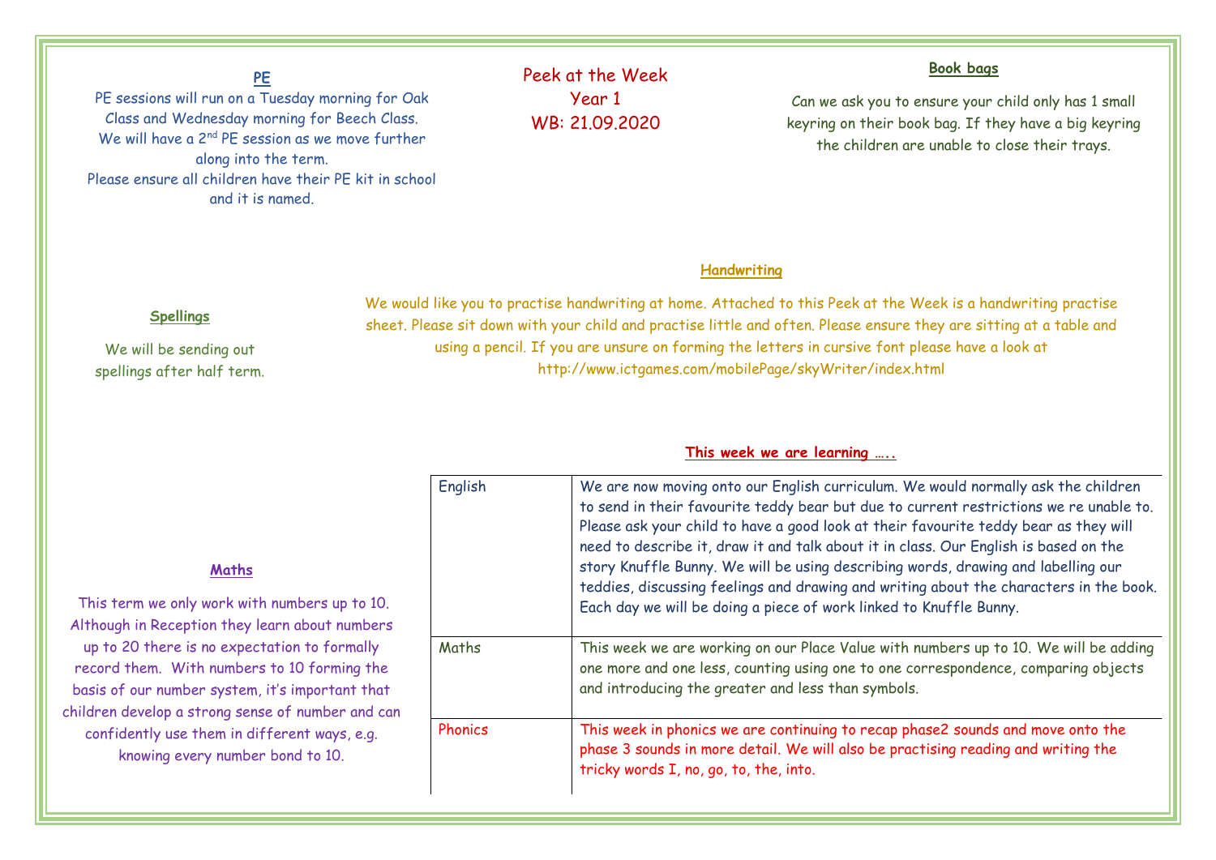## PE

PE sessions will run on a Tuesday morning for Oak Class and Wednesday morning for Beech Class.
We will have a 2nd PE session as we move further along into the term.
Please ensure all children have their PE kit in school and it is named.

# Peek at the Week
Year 1
WB: 21.09.2020

## Book bags

Can we ask you to ensure your child only has 1 small keyring on their book bag. If they have a big keyring the children are unable to close their trays.

## Spellings

We will be sending out spellings after half term.

## Handwriting

We would like you to practise handwriting at home. Attached to this Peek at the Week is a handwriting practise sheet. Please sit down with your child and practise little and often. Please ensure they are sitting at a table and using a pencil. If you are unsure on forming the letters in cursive font please have a look at http://www.ictgames.com/mobilePage/skyWriter/index.html

## Maths

This term we only work with numbers up to 10. Although in Reception they learn about numbers up to 20 there is no expectation to formally record them. With numbers to 10 forming the basis of our number system, it's important that children develop a strong sense of number and can confidently use them in different ways, e.g. knowing every number bond to 10.

## This week we are learning …..

| | |
|---|---|
| English | We are now moving onto our English curriculum. We would normally ask the children to send in their favourite teddy bear but due to current restrictions we re unable to. Please ask your child to have a good look at their favourite teddy bear as they will need to describe it, draw it and talk about it in class. Our English is based on the story Knuffle Bunny. We will be using describing words, drawing and labelling our teddies, discussing feelings and drawing and writing about the characters in the book. Each day we will be doing a piece of work linked to Knuffle Bunny. |
| Maths | This week we are working on our Place Value with numbers up to 10. We will be adding one more and one less, counting using one to one correspondence, comparing objects and introducing the greater and less than symbols. |
| Phonics | This week in phonics we are continuing to recap phase2 sounds and move onto the phase 3 sounds in more detail. We will also be practising reading and writing the tricky words I, no, go, to, the, into. |